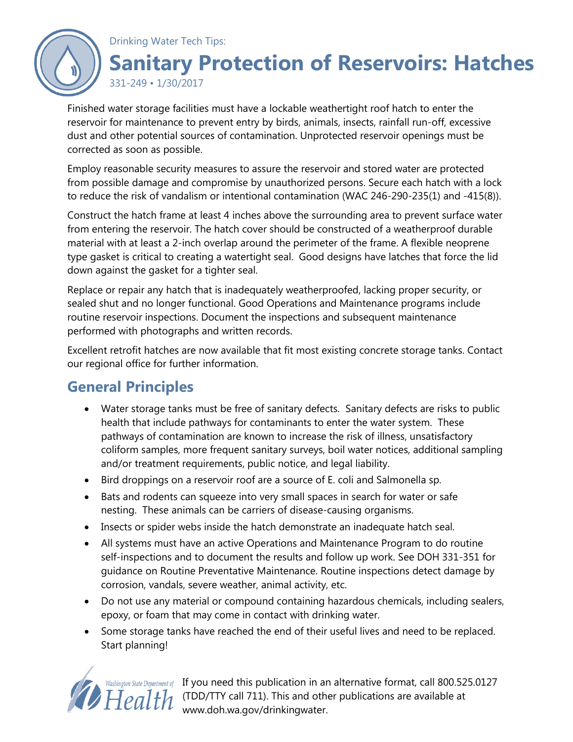Drinking Water Tech Tips:

# Sanitary Protection of Reservoirs: Hatches

331-249 • 1/30/2017

Finished water storage facilities must have a lockable weathertight roof hatch to enter the reservoir for maintenance to prevent entry by birds, animals, insects, rainfall run-off, excessive dust and other potential sources of contamination. Unprotected reservoir openings must be corrected as soon as possible.

Employ reasonable security measures to assure the reservoir and stored water are protected from possible damage and compromise by unauthorized persons. Secure each hatch with a lock to reduce the risk of vandalism or intentional contamination (WAC 246-290-235(1) and -415(8)).

Construct the hatch frame at least 4 inches above the surrounding area to prevent surface water from entering the reservoir. The hatch cover should be constructed of a weatherproof durable material with at least a 2-inch overlap around the perimeter of the frame. A flexible neoprene type gasket is critical to creating a watertight seal. Good designs have latches that force the lid down against the gasket for a tighter seal.

Replace or repair any hatch that is inadequately weatherproofed, lacking proper security, or sealed shut and no longer functional. Good Operations and Maintenance programs include routine reservoir inspections. Document the inspections and subsequent maintenance performed with photographs and written records.

Excellent retrofit hatches are now available that fit most existing concrete storage tanks. Contact our regional office for further information.

## General Principles

- Water storage tanks must be free of sanitary defects. Sanitary defects are risks to public health that include pathways for contaminants to enter the water system. These pathways of contamination are known to increase the risk of illness, unsatisfactory coliform samples, more frequent sanitary surveys, boil water notices, additional sampling and/or treatment requirements, public notice, and legal liability.
- Bird droppings on a reservoir roof are a source of E. coli and Salmonella sp.
- Bats and rodents can squeeze into very small spaces in search for water or safe nesting. These animals can be carriers of disease-causing organisms.
- Insects or spider webs inside the hatch demonstrate an inadequate hatch seal.
- All systems must have an active Operations and Maintenance Program to do routine self-inspections and to document the results and follow up work. See DOH 331-351 for guidance on Routine Preventative Maintenance. Routine inspections detect damage by corrosion, vandals, severe weather, animal activity, etc.
- Do not use any material or compound containing hazardous chemicals, including sealers, epoxy, or foam that may come in contact with drinking water.
- Some storage tanks have reached the end of their useful lives and need to be replaced. Start planning!

Washington State Department of Health

If you need this publication in an alternative format, call 800.525.0127 (TDD/TTY call 711). This and other publications are available at www.doh.wa.gov/drinkingwater.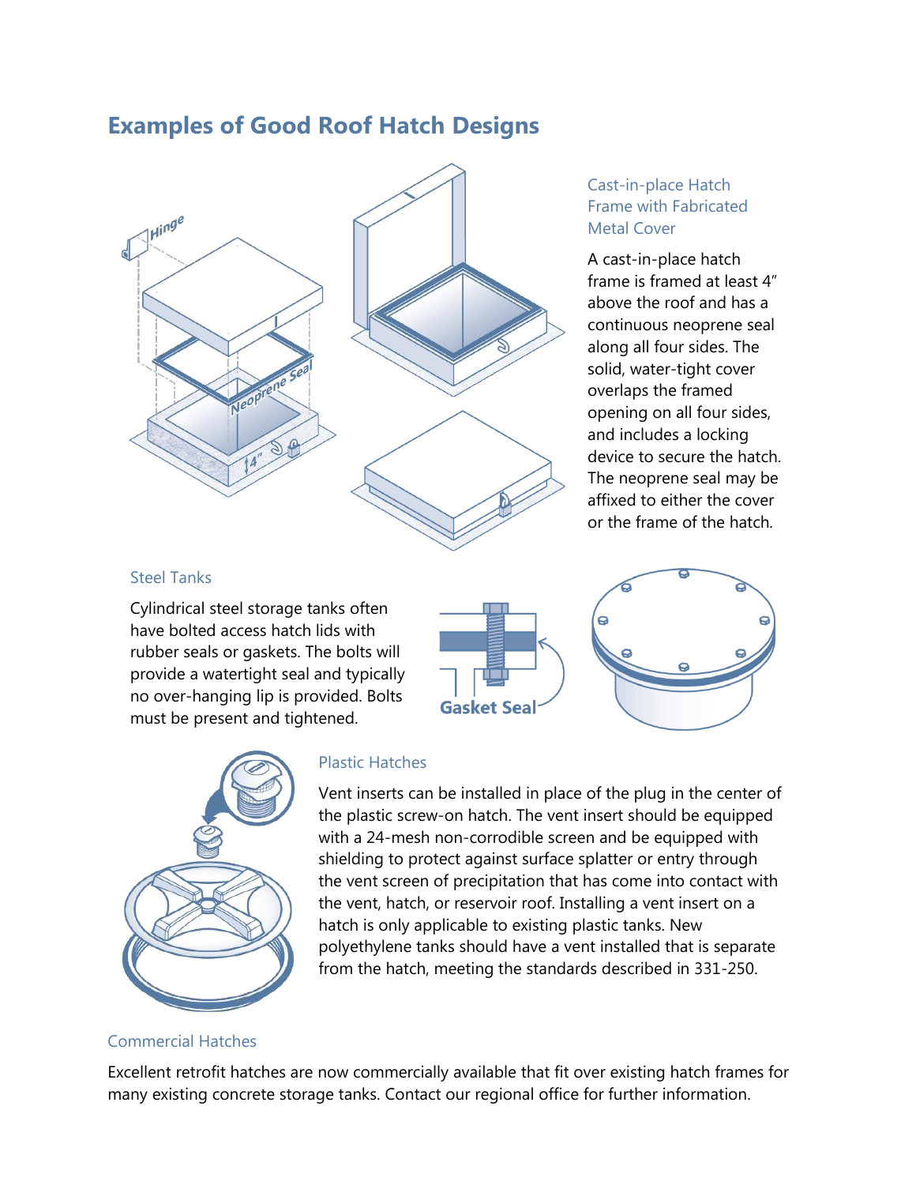## Examples of Good Roof Hatch Designs

### Cast-in-place Hatch Frame with Fabricated Metal Cover

A cast-in-place hatch frame is framed at least 4″ above the roof and has a continuous neoprene seal along all four sides. The solid, water-tight cover overlaps the framed opening on all four sides, and includes a locking device to secure the hatch. The neoprene seal may be affixed to either the cover or the frame of the hatch.

### Steel Tanks

Cylindrical steel storage tanks often have bolted access hatch lids with rubber seals or gaskets. The bolts will provide a watertight seal and typically no over-hanging lip is provided. Bolts must be present and tightened.

### Plastic Hatches

Vent inserts can be installed in place of the plug in the center of the plastic screw-on hatch. The vent insert should be equipped with a 24-mesh non-corrodible screen and be equipped with shielding to protect against surface splatter or entry through the vent screen of precipitation that has come into contact with the vent, hatch, or reservoir roof. Installing a vent insert on a hatch is only applicable to existing plastic tanks. New polyethylene tanks should have a vent installed that is separate from the hatch, meeting the standards described in 331-250.

### Commercial Hatches

Excellent retrofit hatches are now commercially available that fit over existing hatch frames for many existing concrete storage tanks. Contact our regional office for further information.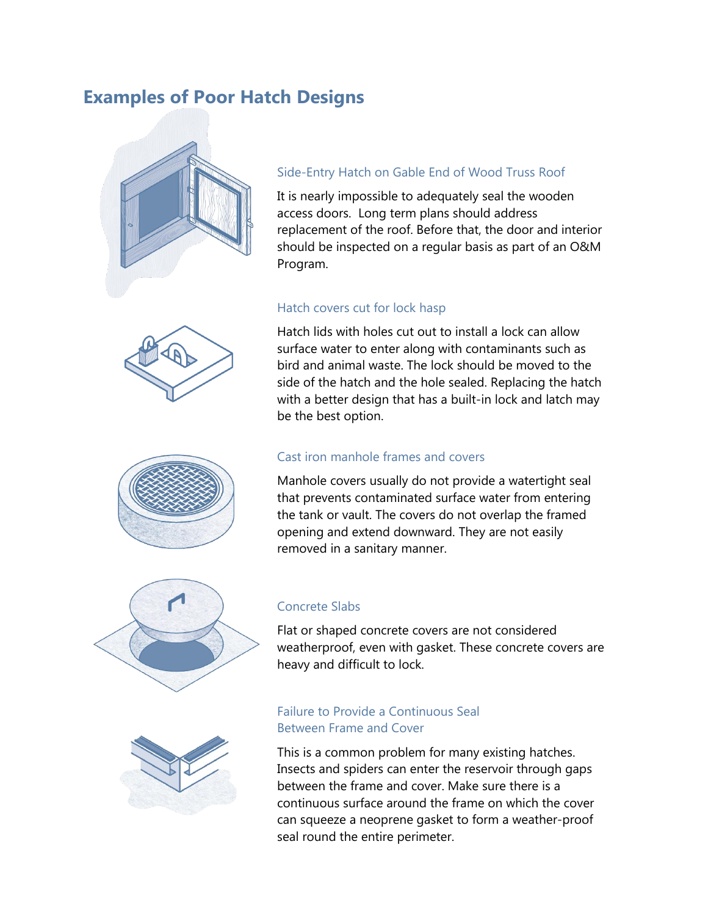## Examples of Poor Hatch Designs

### Side-Entry Hatch on Gable End of Wood Truss Roof

It is nearly impossible to adequately seal the wooden access doors. Long term plans should address replacement of the roof. Before that, the door and interior should be inspected on a regular basis as part of an O&M Program.

### Hatch covers cut for lock hasp

Hatch lids with holes cut out to install a lock can allow surface water to enter along with contaminants such as bird and animal waste. The lock should be moved to the side of the hatch and the hole sealed. Replacing the hatch with a better design that has a built-in lock and latch may be the best option.

### Cast iron manhole frames and covers

Manhole covers usually do not provide a watertight seal that prevents contaminated surface water from entering the tank or vault. The covers do not overlap the framed opening and extend downward. They are not easily removed in a sanitary manner.

### Concrete Slabs

Flat or shaped concrete covers are not considered weatherproof, even with gasket. These concrete covers are heavy and difficult to lock.

### Failure to Provide a Continuous Seal Between Frame and Cover

This is a common problem for many existing hatches. Insects and spiders can enter the reservoir through gaps between the frame and cover. Make sure there is a continuous surface around the frame on which the cover can squeeze a neoprene gasket to form a weather-proof seal round the entire perimeter.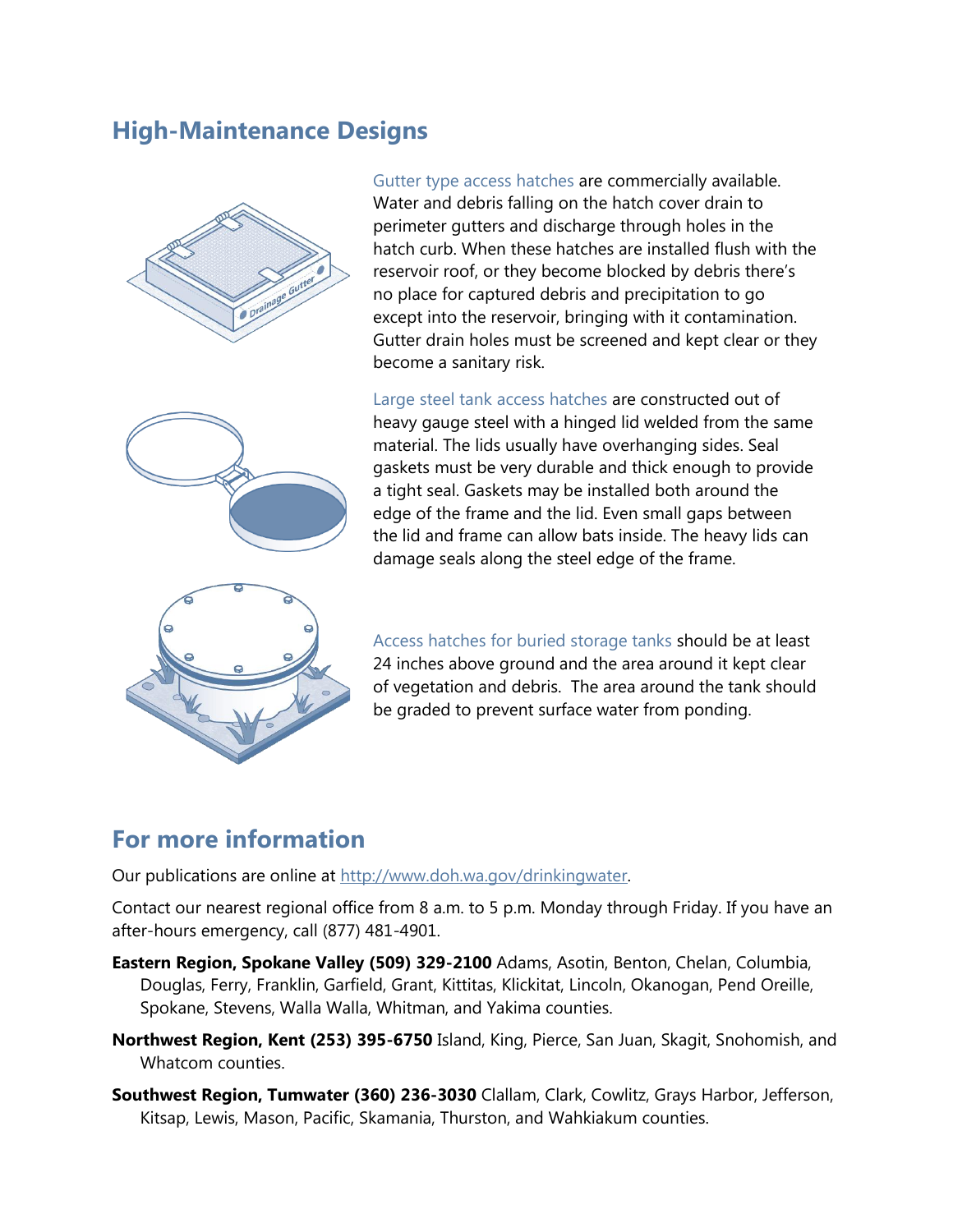## High-Maintenance Designs

Gutter type access hatches are commercially available. Water and debris falling on the hatch cover drain to perimeter gutters and discharge through holes in the hatch curb. When these hatches are installed flush with the reservoir roof, or they become blocked by debris there's no place for captured debris and precipitation to go except into the reservoir, bringing with it contamination. Gutter drain holes must be screened and kept clear or they become a sanitary risk.

Large steel tank access hatches are constructed out of heavy gauge steel with a hinged lid welded from the same material. The lids usually have overhanging sides. Seal gaskets must be very durable and thick enough to provide a tight seal. Gaskets may be installed both around the edge of the frame and the lid. Even small gaps between the lid and frame can allow bats inside. The heavy lids can damage seals along the steel edge of the frame.

Access hatches for buried storage tanks should be at least 24 inches above ground and the area around it kept clear of vegetation and debris. The area around the tank should be graded to prevent surface water from ponding.

## For more information

Our publications are online at http://www.doh.wa.gov/drinkingwater.

Contact our nearest regional office from 8 a.m. to 5 p.m. Monday through Friday. If you have an after-hours emergency, call (877) 481-4901.

**Eastern Region, Spokane Valley (509) 329-2100** Adams, Asotin, Benton, Chelan, Columbia, Douglas, Ferry, Franklin, Garfield, Grant, Kittitas, Klickitat, Lincoln, Okanogan, Pend Oreille, Spokane, Stevens, Walla Walla, Whitman, and Yakima counties.

**Northwest Region, Kent (253) 395-6750** Island, King, Pierce, San Juan, Skagit, Snohomish, and Whatcom counties.

**Southwest Region, Tumwater (360) 236-3030** Clallam, Clark, Cowlitz, Grays Harbor, Jefferson, Kitsap, Lewis, Mason, Pacific, Skamania, Thurston, and Wahkiakum counties.